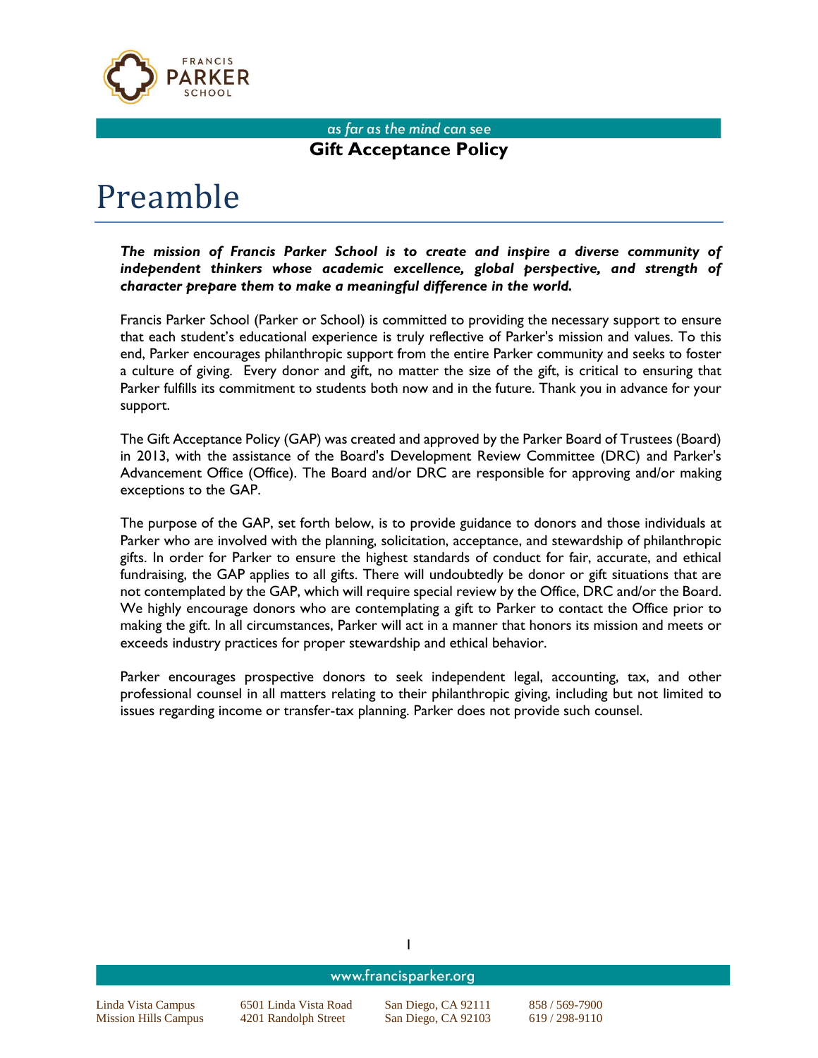# Gift Acceptance Policy

## Preamble

***The mission of Francis Parker School is to create and inspire a diverse community of independent thinkers whose academic excellence, global perspective, and strength of character prepare them to make a meaningful difference in the world.***

Francis Parker School (Parker or School) is committed to providing the necessary support to ensure that each student's educational experience is truly reflective of Parker's mission and values. To this end, Parker encourages philanthropic support from the entire Parker community and seeks to foster a culture of giving. Every donor and gift, no matter the size of the gift, is critical to ensuring that Parker fulfills its commitment to students both now and in the future. Thank you in advance for your support.

The Gift Acceptance Policy (GAP) was created and approved by the Parker Board of Trustees (Board) in 2013, with the assistance of the Board's Development Review Committee (DRC) and Parker's Advancement Office (Office). The Board and/or DRC are responsible for approving and/or making exceptions to the GAP.

The purpose of the GAP, set forth below, is to provide guidance to donors and those individuals at Parker who are involved with the planning, solicitation, acceptance, and stewardship of philanthropic gifts. In order for Parker to ensure the highest standards of conduct for fair, accurate, and ethical fundraising, the GAP applies to all gifts. There will undoubtedly be donor or gift situations that are not contemplated by the GAP, which will require special review by the Office, DRC and/or the Board. We highly encourage donors who are contemplating a gift to Parker to contact the Office prior to making the gift. In all circumstances, Parker will act in a manner that honors its mission and meets or exceeds industry practices for proper stewardship and ethical behavior.

Parker encourages prospective donors to seek independent legal, accounting, tax, and other professional counsel in all matters relating to their philanthropic giving, including but not limited to issues regarding income or transfer-tax planning. Parker does not provide such counsel.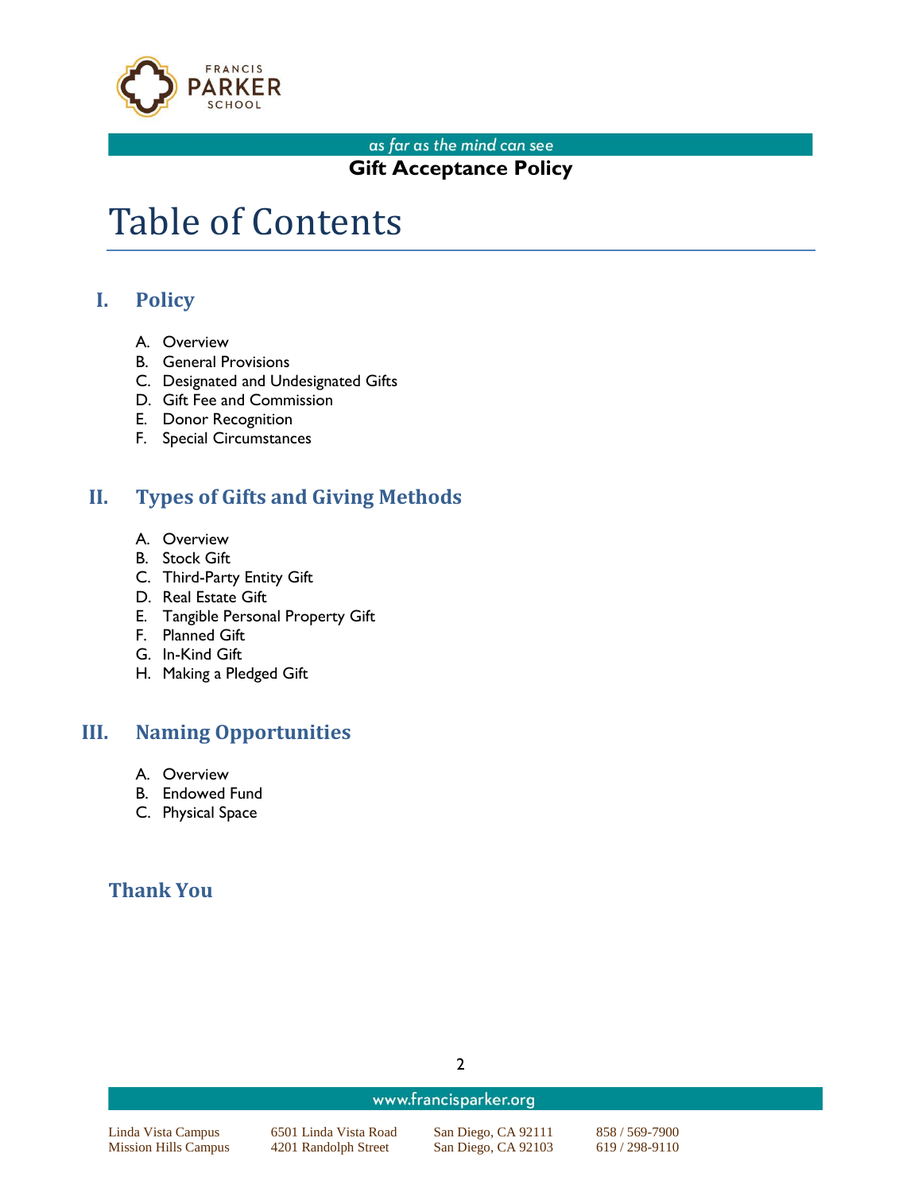# Table of Contents

## I. Policy

A. Overview
B. General Provisions
C. Designated and Undesignated Gifts
D. Gift Fee and Commission
E. Donor Recognition
F. Special Circumstances

## II. Types of Gifts and Giving Methods

A. Overview
B. Stock Gift
C. Third-Party Entity Gift
D. Real Estate Gift
E. Tangible Personal Property Gift
F. Planned Gift
G. In-Kind Gift
H. Making a Pledged Gift

## III. Naming Opportunities

A. Overview
B. Endowed Fund
C. Physical Space

## Thank You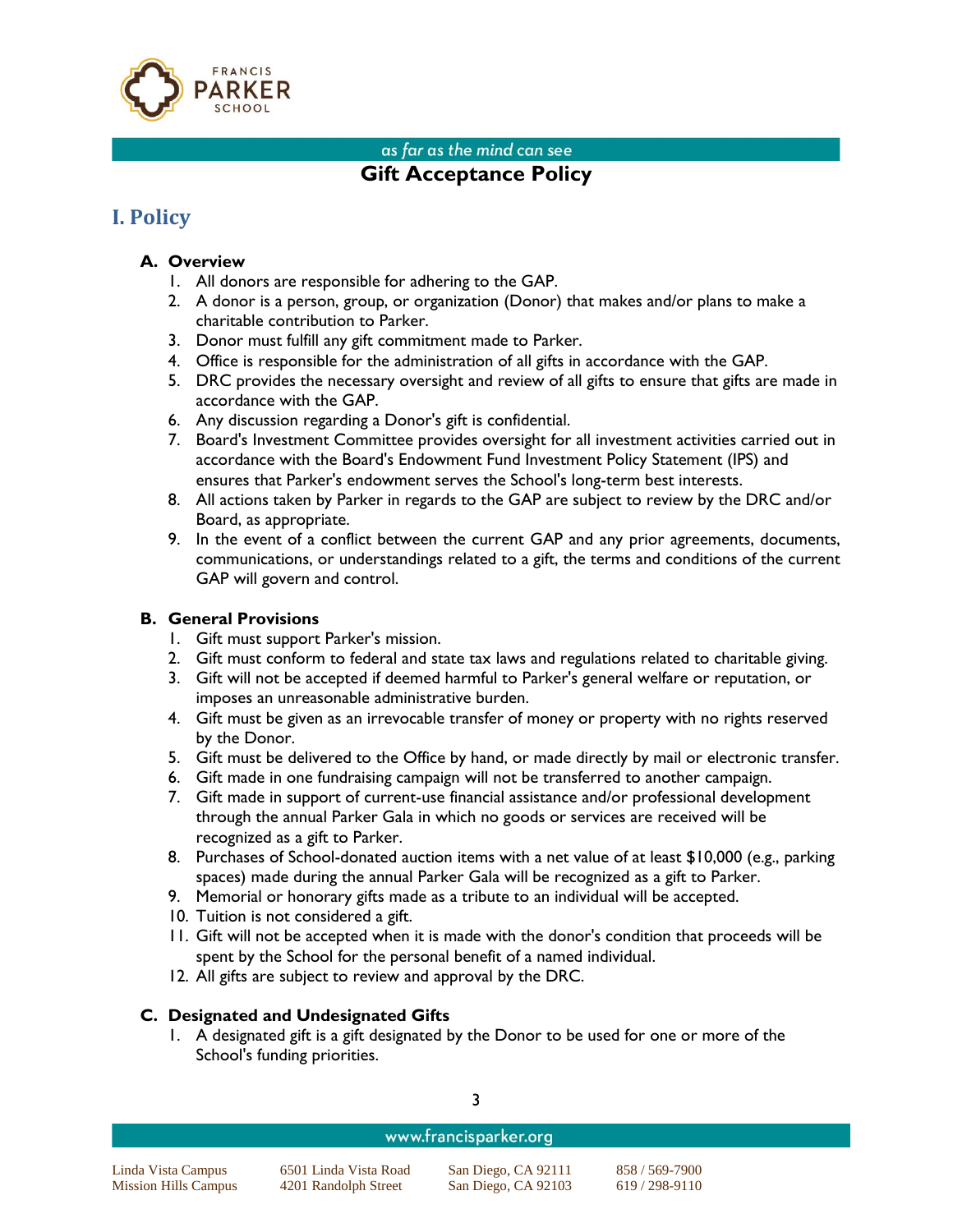## Gift Acceptance Policy

# I. Policy

### A. Overview

1. All donors are responsible for adhering to the GAP.
2. A donor is a person, group, or organization (Donor) that makes and/or plans to make a charitable contribution to Parker.
3. Donor must fulfill any gift commitment made to Parker.
4. Office is responsible for the administration of all gifts in accordance with the GAP.
5. DRC provides the necessary oversight and review of all gifts to ensure that gifts are made in accordance with the GAP.
6. Any discussion regarding a Donor's gift is confidential.
7. Board's Investment Committee provides oversight for all investment activities carried out in accordance with the Board's Endowment Fund Investment Policy Statement (IPS) and ensures that Parker's endowment serves the School's long-term best interests.
8. All actions taken by Parker in regards to the GAP are subject to review by the DRC and/or Board, as appropriate.
9. In the event of a conflict between the current GAP and any prior agreements, documents, communications, or understandings related to a gift, the terms and conditions of the current GAP will govern and control.

### B. General Provisions

1. Gift must support Parker's mission.
2. Gift must conform to federal and state tax laws and regulations related to charitable giving.
3. Gift will not be accepted if deemed harmful to Parker's general welfare or reputation, or imposes an unreasonable administrative burden.
4. Gift must be given as an irrevocable transfer of money or property with no rights reserved by the Donor.
5. Gift must be delivered to the Office by hand, or made directly by mail or electronic transfer.
6. Gift made in one fundraising campaign will not be transferred to another campaign.
7. Gift made in support of current-use financial assistance and/or professional development through the annual Parker Gala in which no goods or services are received will be recognized as a gift to Parker.
8. Purchases of School-donated auction items with a net value of at least $10,000 (e.g., parking spaces) made during the annual Parker Gala will be recognized as a gift to Parker.
9. Memorial or honorary gifts made as a tribute to an individual will be accepted.
10. Tuition is not considered a gift.
11. Gift will not be accepted when it is made with the donor's condition that proceeds will be spent by the School for the personal benefit of a named individual.
12. All gifts are subject to review and approval by the DRC.

### C. Designated and Undesignated Gifts

1. A designated gift is a gift designated by the Donor to be used for one or more of the School's funding priorities.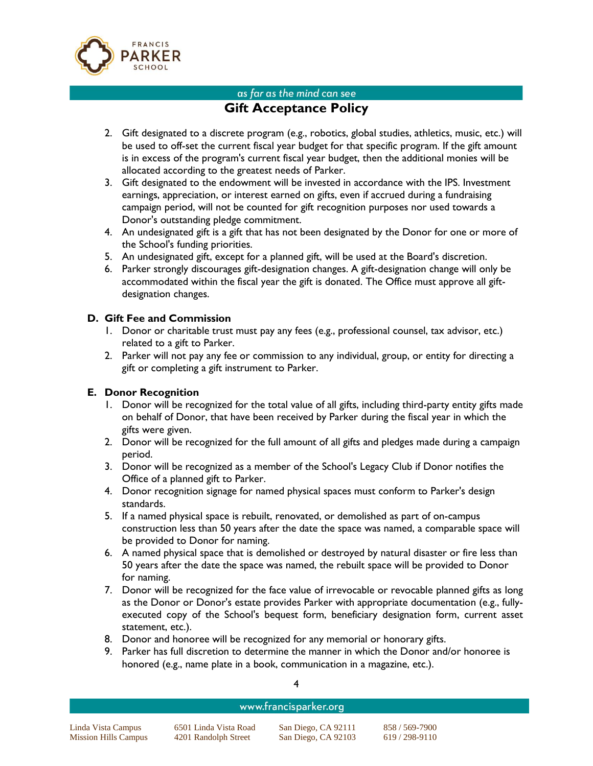2. Gift designated to a discrete program (e.g., robotics, global studies, athletics, music, etc.) will be used to off-set the current fiscal year budget for that specific program. If the gift amount is in excess of the program's current fiscal year budget, then the additional monies will be allocated according to the greatest needs of Parker.
3. Gift designated to the endowment will be invested in accordance with the IPS. Investment earnings, appreciation, or interest earned on gifts, even if accrued during a fundraising campaign period, will not be counted for gift recognition purposes nor used towards a Donor's outstanding pledge commitment.
4. An undesignated gift is a gift that has not been designated by the Donor for one or more of the School's funding priorities.
5. An undesignated gift, except for a planned gift, will be used at the Board's discretion.
6. Parker strongly discourages gift-designation changes. A gift-designation change will only be accommodated within the fiscal year the gift is donated. The Office must approve all gift-designation changes.

### D. Gift Fee and Commission

1. Donor or charitable trust must pay any fees (e.g., professional counsel, tax advisor, etc.) related to a gift to Parker.
2. Parker will not pay any fee or commission to any individual, group, or entity for directing a gift or completing a gift instrument to Parker.

### E. Donor Recognition

1. Donor will be recognized for the total value of all gifts, including third-party entity gifts made on behalf of Donor, that have been received by Parker during the fiscal year in which the gifts were given.
2. Donor will be recognized for the full amount of all gifts and pledges made during a campaign period.
3. Donor will be recognized as a member of the School's Legacy Club if Donor notifies the Office of a planned gift to Parker.
4. Donor recognition signage for named physical spaces must conform to Parker's design standards.
5. If a named physical space is rebuilt, renovated, or demolished as part of on-campus construction less than 50 years after the date the space was named, a comparable space will be provided to Donor for naming.
6. A named physical space that is demolished or destroyed by natural disaster or fire less than 50 years after the date the space was named, the rebuilt space will be provided to Donor for naming.
7. Donor will be recognized for the face value of irrevocable or revocable planned gifts as long as the Donor or Donor's estate provides Parker with appropriate documentation (e.g., fully-executed copy of the School's bequest form, beneficiary designation form, current asset statement, etc.).
8. Donor and honoree will be recognized for any memorial or honorary gifts.
9. Parker has full discretion to determine the manner in which the Donor and/or honoree is honored (e.g., name plate in a book, communication in a magazine, etc.).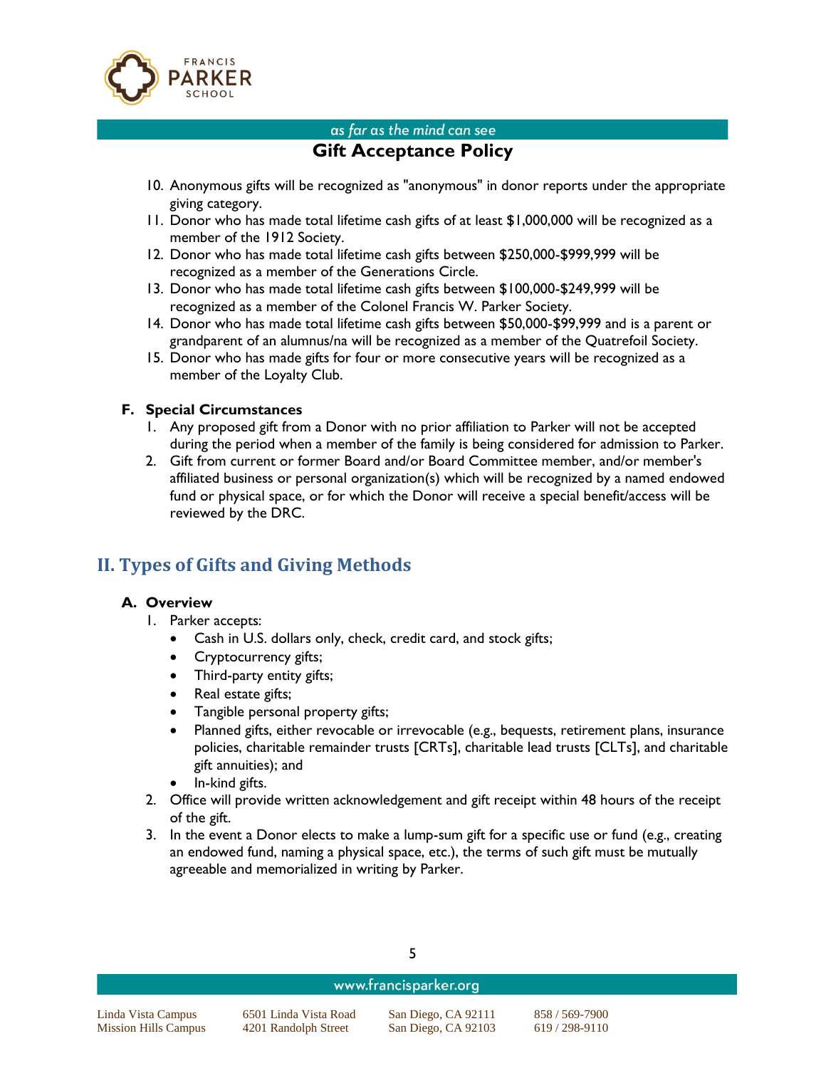10. Anonymous gifts will be recognized as "anonymous" in donor reports under the appropriate giving category.
11. Donor who has made total lifetime cash gifts of at least $1,000,000 will be recognized as a member of the 1912 Society.
12. Donor who has made total lifetime cash gifts between $250,000-$999,999 will be recognized as a member of the Generations Circle.
13. Donor who has made total lifetime cash gifts between $100,000-$249,999 will be recognized as a member of the Colonel Francis W. Parker Society.
14. Donor who has made total lifetime cash gifts between $50,000-$99,999 and is a parent or grandparent of an alumnus/na will be recognized as a member of the Quatrefoil Society.
15. Donor who has made gifts for four or more consecutive years will be recognized as a member of the Loyalty Club.

### F. Special Circumstances

1. Any proposed gift from a Donor with no prior affiliation to Parker will not be accepted during the period when a member of the family is being considered for admission to Parker.
2. Gift from current or former Board and/or Board Committee member, and/or member's affiliated business or personal organization(s) which will be recognized by a named endowed fund or physical space, or for which the Donor will receive a special benefit/access will be reviewed by the DRC.

## II. Types of Gifts and Giving Methods

### A. Overview

1. Parker accepts:
   - Cash in U.S. dollars only, check, credit card, and stock gifts;
   - Cryptocurrency gifts;
   - Third-party entity gifts;
   - Real estate gifts;
   - Tangible personal property gifts;
   - Planned gifts, either revocable or irrevocable (e.g., bequests, retirement plans, insurance policies, charitable remainder trusts [CRTs], charitable lead trusts [CLTs], and charitable gift annuities); and
   - In-kind gifts.
2. Office will provide written acknowledgement and gift receipt within 48 hours of the receipt of the gift.
3. In the event a Donor elects to make a lump-sum gift for a specific use or fund (e.g., creating an endowed fund, naming a physical space, etc.), the terms of such gift must be mutually agreeable and memorialized in writing by Parker.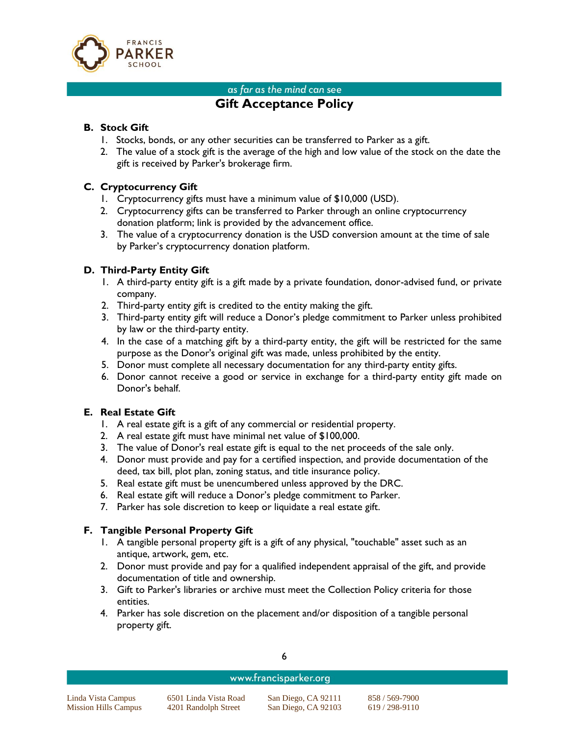## Gift Acceptance Policy

### B. Stock Gift

1. Stocks, bonds, or any other securities can be transferred to Parker as a gift.
2. The value of a stock gift is the average of the high and low value of the stock on the date the gift is received by Parker's brokerage firm.

### C. Cryptocurrency Gift

1. Cryptocurrency gifts must have a minimum value of $10,000 (USD).
2. Cryptocurrency gifts can be transferred to Parker through an online cryptocurrency donation platform; link is provided by the advancement office.
3. The value of a cryptocurrency donation is the USD conversion amount at the time of sale by Parker's cryptocurrency donation platform.

### D. Third-Party Entity Gift

1. A third-party entity gift is a gift made by a private foundation, donor-advised fund, or private company.
2. Third-party entity gift is credited to the entity making the gift.
3. Third-party entity gift will reduce a Donor's pledge commitment to Parker unless prohibited by law or the third-party entity.
4. In the case of a matching gift by a third-party entity, the gift will be restricted for the same purpose as the Donor's original gift was made, unless prohibited by the entity.
5. Donor must complete all necessary documentation for any third-party entity gifts.
6. Donor cannot receive a good or service in exchange for a third-party entity gift made on Donor's behalf.

### E. Real Estate Gift

1. A real estate gift is a gift of any commercial or residential property.
2. A real estate gift must have minimal net value of $100,000.
3. The value of Donor's real estate gift is equal to the net proceeds of the sale only.
4. Donor must provide and pay for a certified inspection, and provide documentation of the deed, tax bill, plot plan, zoning status, and title insurance policy.
5. Real estate gift must be unencumbered unless approved by the DRC.
6. Real estate gift will reduce a Donor's pledge commitment to Parker.
7. Parker has sole discretion to keep or liquidate a real estate gift.

### F. Tangible Personal Property Gift

1. A tangible personal property gift is a gift of any physical, "touchable" asset such as an antique, artwork, gem, etc.
2. Donor must provide and pay for a qualified independent appraisal of the gift, and provide documentation of title and ownership.
3. Gift to Parker's libraries or archive must meet the Collection Policy criteria for those entities.
4. Parker has sole discretion on the placement and/or disposition of a tangible personal property gift.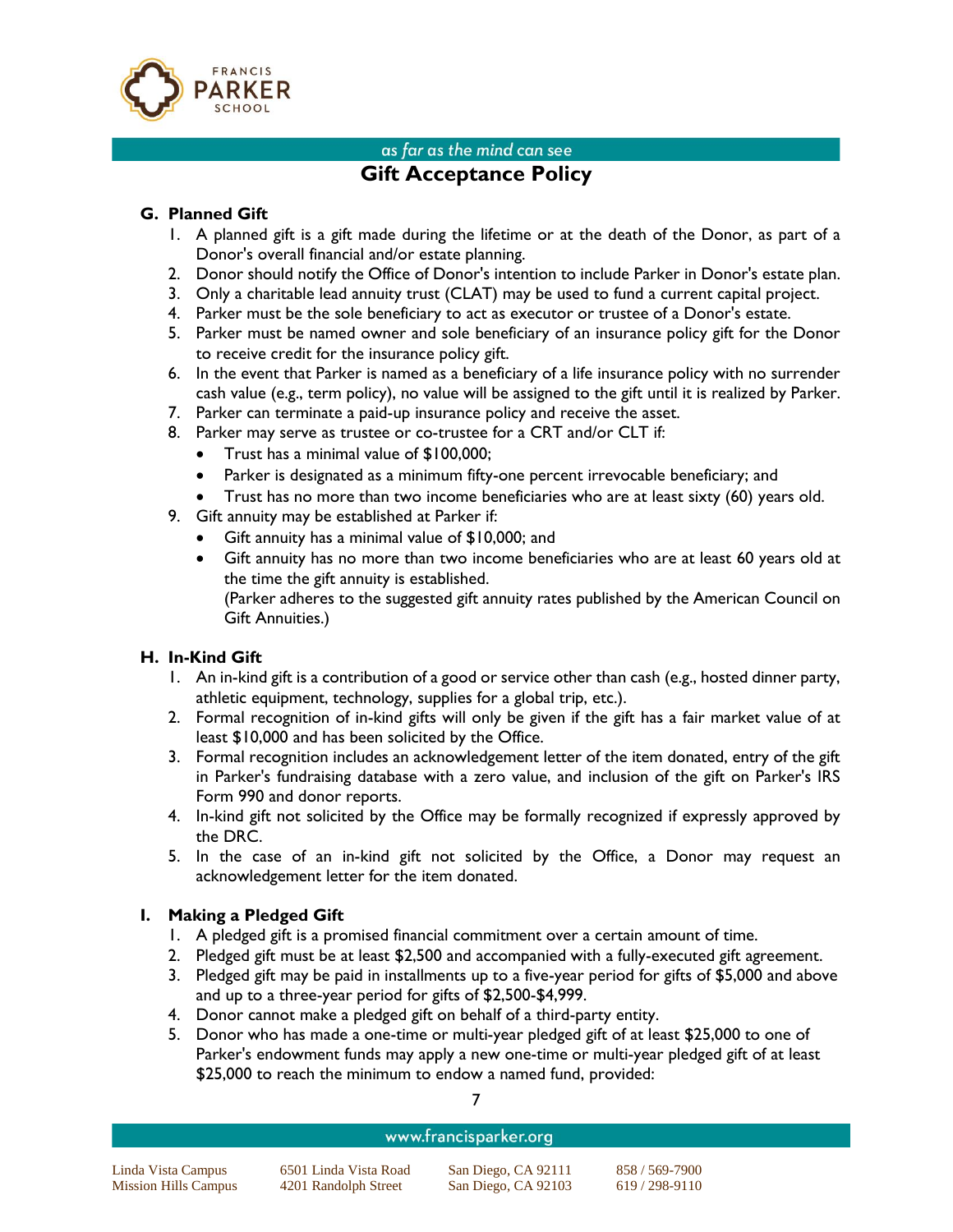### G. Planned Gift

1. A planned gift is a gift made during the lifetime or at the death of the Donor, as part of a Donor's overall financial and/or estate planning.
2. Donor should notify the Office of Donor's intention to include Parker in Donor's estate plan.
3. Only a charitable lead annuity trust (CLAT) may be used to fund a current capital project.
4. Parker must be the sole beneficiary to act as executor or trustee of a Donor's estate.
5. Parker must be named owner and sole beneficiary of an insurance policy gift for the Donor to receive credit for the insurance policy gift.
6. In the event that Parker is named as a beneficiary of a life insurance policy with no surrender cash value (e.g., term policy), no value will be assigned to the gift until it is realized by Parker.
7. Parker can terminate a paid-up insurance policy and receive the asset.
8. Parker may serve as trustee or co-trustee for a CRT and/or CLT if:
   - Trust has a minimal value of $100,000;
   - Parker is designated as a minimum fifty-one percent irrevocable beneficiary; and
   - Trust has no more than two income beneficiaries who are at least sixty (60) years old.
9. Gift annuity may be established at Parker if:
   - Gift annuity has a minimal value of $10,000; and
   - Gift annuity has no more than two income beneficiaries who are at least 60 years old at the time the gift annuity is established.
     (Parker adheres to the suggested gift annuity rates published by the American Council on Gift Annuities.)

### H. In-Kind Gift

1. An in-kind gift is a contribution of a good or service other than cash (e.g., hosted dinner party, athletic equipment, technology, supplies for a global trip, etc.).
2. Formal recognition of in-kind gifts will only be given if the gift has a fair market value of at least $10,000 and has been solicited by the Office.
3. Formal recognition includes an acknowledgement letter of the item donated, entry of the gift in Parker's fundraising database with a zero value, and inclusion of the gift on Parker's IRS Form 990 and donor reports.
4. In-kind gift not solicited by the Office may be formally recognized if expressly approved by the DRC.
5. In the case of an in-kind gift not solicited by the Office, a Donor may request an acknowledgement letter for the item donated.

### I. Making a Pledged Gift

1. A pledged gift is a promised financial commitment over a certain amount of time.
2. Pledged gift must be at least $2,500 and accompanied with a fully-executed gift agreement.
3. Pledged gift may be paid in installments up to a five-year period for gifts of $5,000 and above and up to a three-year period for gifts of $2,500-$4,999.
4. Donor cannot make a pledged gift on behalf of a third-party entity.
5. Donor who has made a one-time or multi-year pledged gift of at least $25,000 to one of Parker's endowment funds may apply a new one-time or multi-year pledged gift of at least $25,000 to reach the minimum to endow a named fund, provided: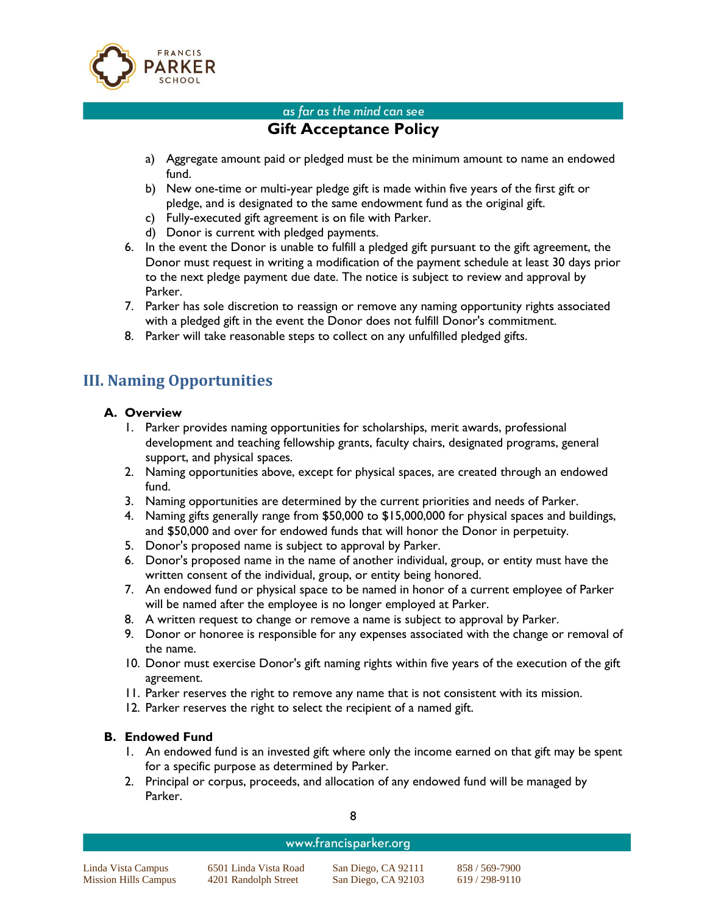a) Aggregate amount paid or pledged must be the minimum amount to name an endowed fund.
   b) New one-time or multi-year pledge gift is made within five years of the first gift or pledge, and is designated to the same endowment fund as the original gift.
   c) Fully-executed gift agreement is on file with Parker.
   d) Donor is current with pledged payments.

6. In the event the Donor is unable to fulfill a pledged gift pursuant to the gift agreement, the Donor must request in writing a modification of the payment schedule at least 30 days prior to the next pledge payment due date. The notice is subject to review and approval by Parker.
7. Parker has sole discretion to reassign or remove any naming opportunity rights associated with a pledged gift in the event the Donor does not fulfill Donor's commitment.
8. Parker will take reasonable steps to collect on any unfulfilled pledged gifts.

## III. Naming Opportunities

### A. Overview

1. Parker provides naming opportunities for scholarships, merit awards, professional development and teaching fellowship grants, faculty chairs, designated programs, general support, and physical spaces.
2. Naming opportunities above, except for physical spaces, are created through an endowed fund.
3. Naming opportunities are determined by the current priorities and needs of Parker.
4. Naming gifts generally range from $50,000 to $15,000,000 for physical spaces and buildings, and $50,000 and over for endowed funds that will honor the Donor in perpetuity.
5. Donor's proposed name is subject to approval by Parker.
6. Donor's proposed name in the name of another individual, group, or entity must have the written consent of the individual, group, or entity being honored.
7. An endowed fund or physical space to be named in honor of a current employee of Parker will be named after the employee is no longer employed at Parker.
8. A written request to change or remove a name is subject to approval by Parker.
9. Donor or honoree is responsible for any expenses associated with the change or removal of the name.
10. Donor must exercise Donor's gift naming rights within five years of the execution of the gift agreement.
11. Parker reserves the right to remove any name that is not consistent with its mission.
12. Parker reserves the right to select the recipient of a named gift.

### B. Endowed Fund

1. An endowed fund is an invested gift where only the income earned on that gift may be spent for a specific purpose as determined by Parker.
2. Principal or corpus, proceeds, and allocation of any endowed fund will be managed by Parker.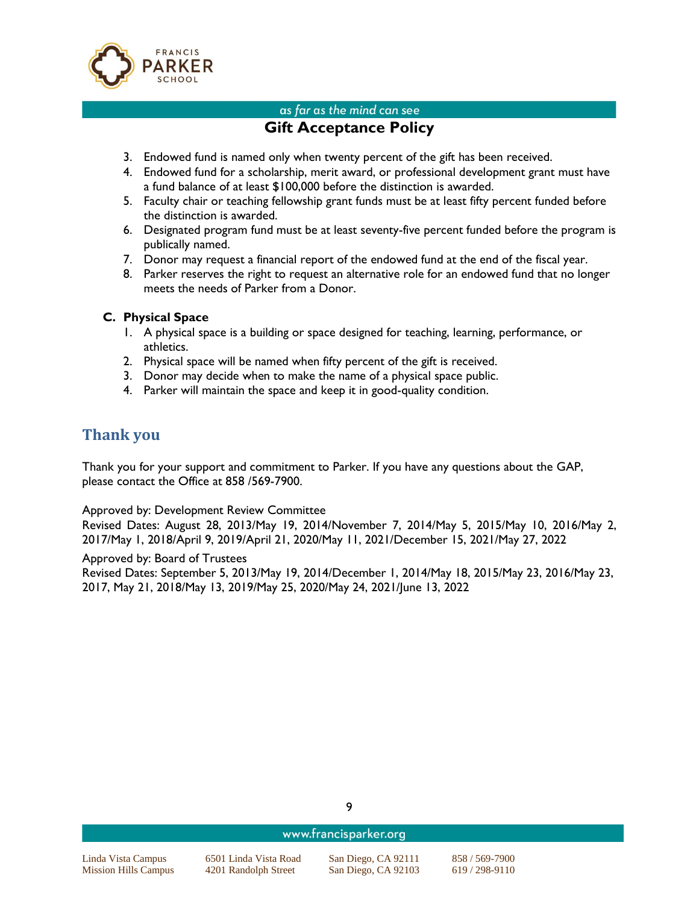3. Endowed fund is named only when twenty percent of the gift has been received.
4. Endowed fund for a scholarship, merit award, or professional development grant must have a fund balance of at least $100,000 before the distinction is awarded.
5. Faculty chair or teaching fellowship grant funds must be at least fifty percent funded before the distinction is awarded.
6. Designated program fund must be at least seventy-five percent funded before the program is publically named.
7. Donor may request a financial report of the endowed fund at the end of the fiscal year.
8. Parker reserves the right to request an alternative role for an endowed fund that no longer meets the needs of Parker from a Donor.

**C. Physical Space**

1. A physical space is a building or space designed for teaching, learning, performance, or athletics.
2. Physical space will be named when fifty percent of the gift is received.
3. Donor may decide when to make the name of a physical space public.
4. Parker will maintain the space and keep it in good-quality condition.

## Thank you

Thank you for your support and commitment to Parker. If you have any questions about the GAP, please contact the Office at 858 /569-7900.

Approved by: Development Review Committee
Revised Dates: August 28, 2013/May 19, 2014/November 7, 2014/May 5, 2015/May 10, 2016/May 2, 2017/May 1, 2018/April 9, 2019/April 21, 2020/May 11, 2021/December 15, 2021/May 27, 2022

Approved by: Board of Trustees
Revised Dates: September 5, 2013/May 19, 2014/December 1, 2014/May 18, 2015/May 23, 2016/May 23, 2017, May 21, 2018/May 13, 2019/May 25, 2020/May 24, 2021/June 13, 2022